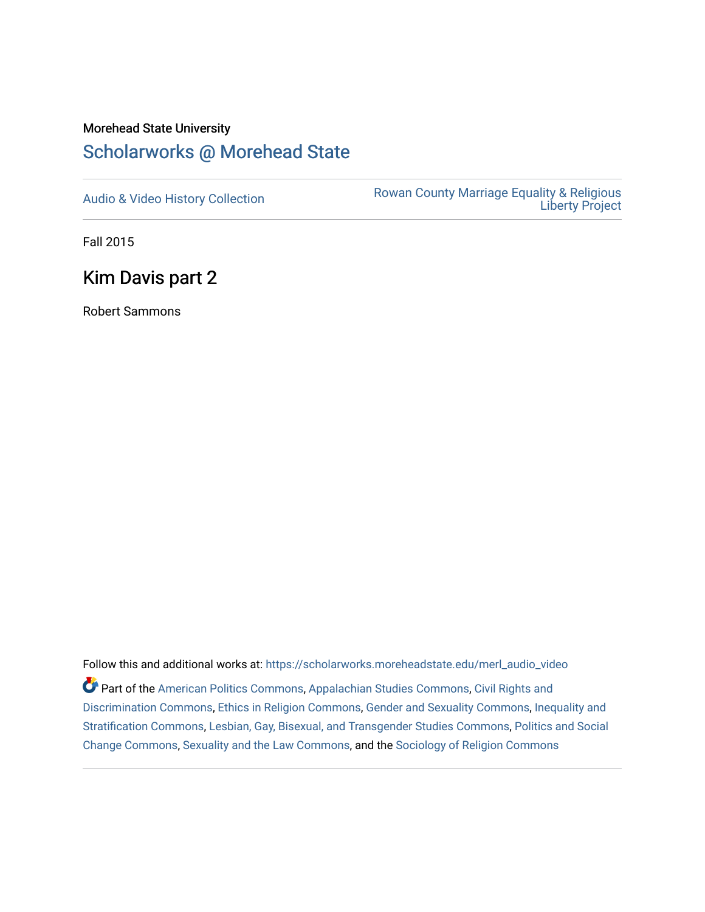Morehead State University

## Scholarworks @ Morehead State

Audio & Video History Collection

Rowan County Marriage Equality & Religious Liberty Project

Fall 2015

# Kim Davis part 2

Robert Sammons

Follow this and additional works at: https://scholarworks.moreheadstate.edu/merl_audio_video

Part of the American Politics Commons, Appalachian Studies Commons, Civil Rights and Discrimination Commons, Ethics in Religion Commons, Gender and Sexuality Commons, Inequality and Stratification Commons, Lesbian, Gay, Bisexual, and Transgender Studies Commons, Politics and Social Change Commons, Sexuality and the Law Commons, and the Sociology of Religion Commons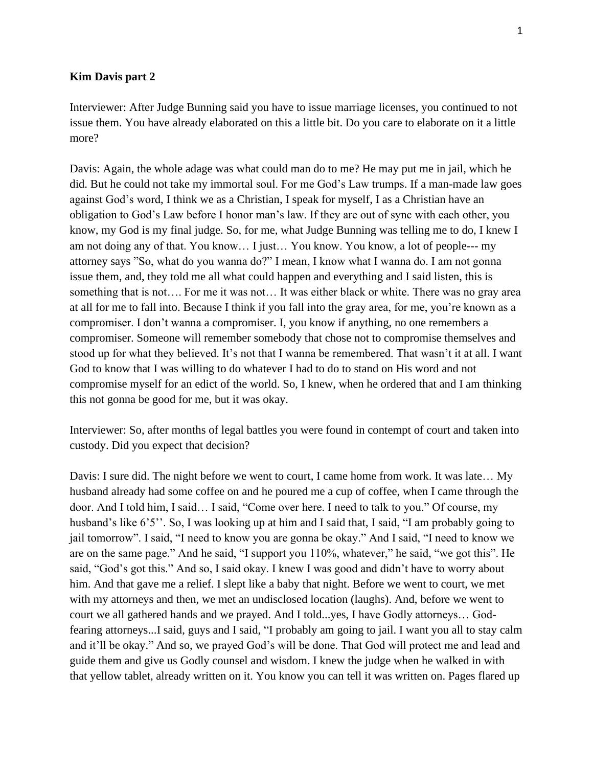**Kim Davis part 2**

Interviewer: After Judge Bunning said you have to issue marriage licenses, you continued to not issue them. You have already elaborated on this a little bit. Do you care to elaborate on it a little more?

Davis: Again, the whole adage was what could man do to me? He may put me in jail, which he did. But he could not take my immortal soul. For me God's Law trumps. If a man-made law goes against God's word, I think we as a Christian, I speak for myself, I as a Christian have an obligation to God's Law before I honor man's law. If they are out of sync with each other, you know, my God is my final judge. So, for me, what Judge Bunning was telling me to do, I knew I am not doing any of that. You know… I just… You know. You know, a lot of people--- my attorney says "So, what do you wanna do?" I mean, I know what I wanna do. I am not gonna issue them, and, they told me all what could happen and everything and I said listen, this is something that is not…. For me it was not… It was either black or white. There was no gray area at all for me to fall into. Because I think if you fall into the gray area, for me, you're known as a compromiser. I don't wanna a compromiser. I, you know if anything, no one remembers a compromiser. Someone will remember somebody that chose not to compromise themselves and stood up for what they believed. It's not that I wanna be remembered. That wasn't it at all. I want God to know that I was willing to do whatever I had to do to stand on His word and not compromise myself for an edict of the world. So, I knew, when he ordered that and I am thinking this not gonna be good for me, but it was okay.

Interviewer: So, after months of legal battles you were found in contempt of court and taken into custody. Did you expect that decision?

Davis: I sure did. The night before we went to court, I came home from work. It was late… My husband already had some coffee on and he poured me a cup of coffee, when I came through the door. And I told him, I said… I said, "Come over here. I need to talk to you." Of course, my husband's like 6'5''. So, I was looking up at him and I said that, I said, "I am probably going to jail tomorrow". I said, "I need to know you are gonna be okay." And I said, "I need to know we are on the same page." And he said, "I support you 110%, whatever," he said, "we got this". He said, "God's got this." And so, I said okay. I knew I was good and didn't have to worry about him. And that gave me a relief. I slept like a baby that night. Before we went to court, we met with my attorneys and then, we met an undisclosed location (laughs). And, before we went to court we all gathered hands and we prayed. And I told...yes, I have Godly attorneys… God-fearing attorneys...I said, guys and I said, "I probably am going to jail. I want you all to stay calm and it'll be okay." And so, we prayed God's will be done. That God will protect me and lead and guide them and give us Godly counsel and wisdom. I knew the judge when he walked in with that yellow tablet, already written on it. You know you can tell it was written on. Pages flared up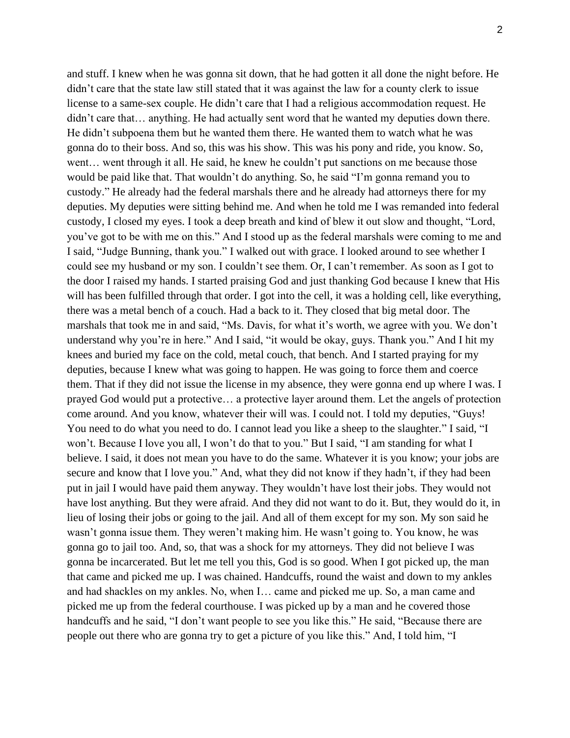and stuff. I knew when he was gonna sit down, that he had gotten it all done the night before. He didn't care that the state law still stated that it was against the law for a county clerk to issue license to a same-sex couple. He didn't care that I had a religious accommodation request. He didn't care that… anything. He had actually sent word that he wanted my deputies down there. He didn't subpoena them but he wanted them there. He wanted them to watch what he was gonna do to their boss. And so, this was his show. This was his pony and ride, you know. So, went… went through it all. He said, he knew he couldn't put sanctions on me because those would be paid like that. That wouldn't do anything. So, he said "I'm gonna remand you to custody." He already had the federal marshals there and he already had attorneys there for my deputies. My deputies were sitting behind me. And when he told me I was remanded into federal custody, I closed my eyes. I took a deep breath and kind of blew it out slow and thought, "Lord, you've got to be with me on this." And I stood up as the federal marshals were coming to me and I said, "Judge Bunning, thank you." I walked out with grace. I looked around to see whether I could see my husband or my son. I couldn't see them. Or, I can't remember. As soon as I got to the door I raised my hands. I started praising God and just thanking God because I knew that His will has been fulfilled through that order. I got into the cell, it was a holding cell, like everything, there was a metal bench of a couch. Had a back to it. They closed that big metal door. The marshals that took me in and said, "Ms. Davis, for what it's worth, we agree with you. We don't understand why you're in here." And I said, "it would be okay, guys. Thank you." And I hit my knees and buried my face on the cold, metal couch, that bench. And I started praying for my deputies, because I knew what was going to happen. He was going to force them and coerce them. That if they did not issue the license in my absence, they were gonna end up where I was. I prayed God would put a protective… a protective layer around them. Let the angels of protection come around. And you know, whatever their will was. I could not. I told my deputies, "Guys! You need to do what you need to do. I cannot lead you like a sheep to the slaughter." I said, "I won't. Because I love you all, I won't do that to you." But I said, "I am standing for what I believe. I said, it does not mean you have to do the same. Whatever it is you know; your jobs are secure and know that I love you." And, what they did not know if they hadn't, if they had been put in jail I would have paid them anyway. They wouldn't have lost their jobs. They would not have lost anything. But they were afraid. And they did not want to do it. But, they would do it, in lieu of losing their jobs or going to the jail. And all of them except for my son. My son said he wasn't gonna issue them. They weren't making him. He wasn't going to. You know, he was gonna go to jail too. And, so, that was a shock for my attorneys. They did not believe I was gonna be incarcerated. But let me tell you this, God is so good. When I got picked up, the man that came and picked me up. I was chained. Handcuffs, round the waist and down to my ankles and had shackles on my ankles. No, when I… came and picked me up. So, a man came and picked me up from the federal courthouse. I was picked up by a man and he covered those handcuffs and he said, "I don't want people to see you like this." He said, "Because there are people out there who are gonna try to get a picture of you like this." And, I told him, "I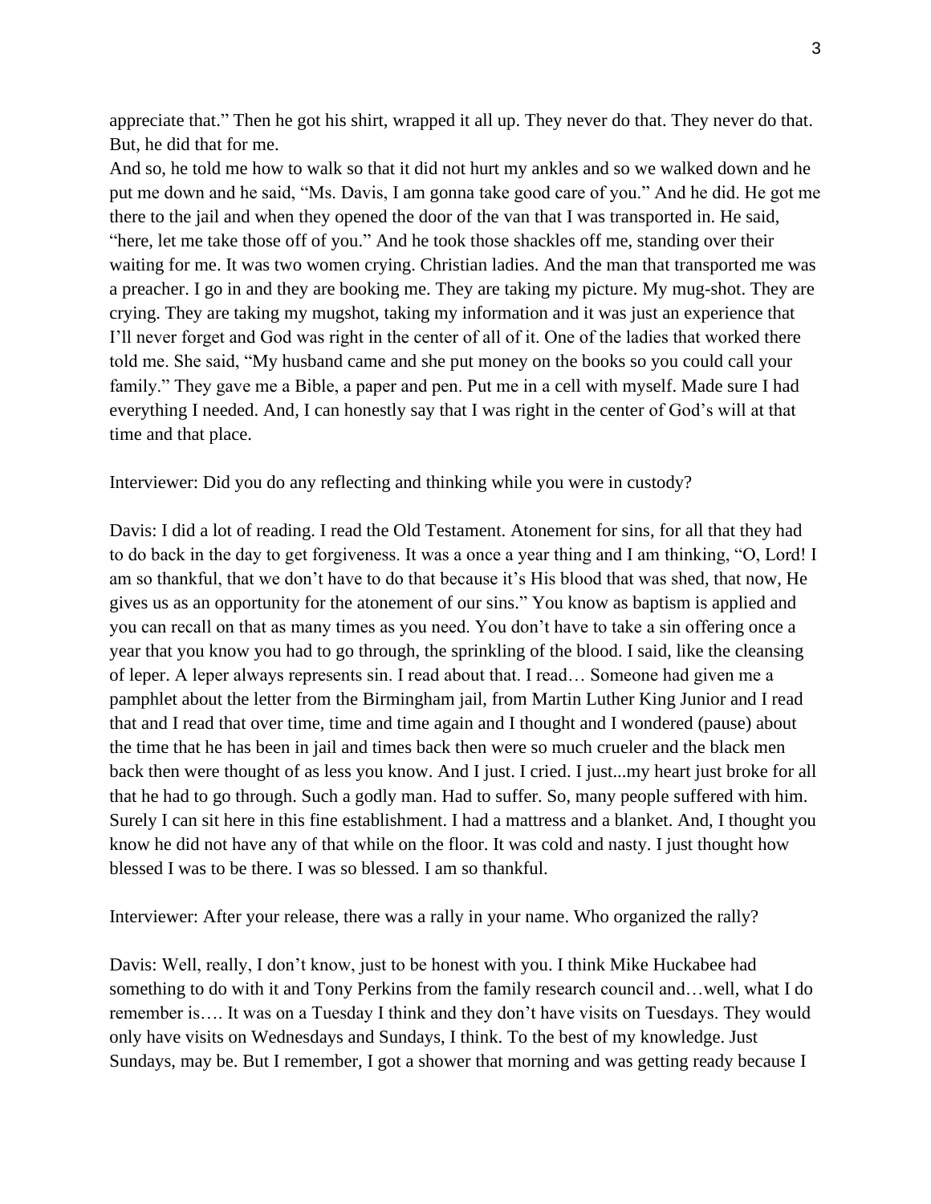appreciate that." Then he got his shirt, wrapped it all up. They never do that. They never do that. But, he did that for me.

And so, he told me how to walk so that it did not hurt my ankles and so we walked down and he put me down and he said, "Ms. Davis, I am gonna take good care of you." And he did. He got me there to the jail and when they opened the door of the van that I was transported in. He said, "here, let me take those off of you." And he took those shackles off me, standing over their waiting for me. It was two women crying. Christian ladies. And the man that transported me was a preacher. I go in and they are booking me. They are taking my picture. My mug-shot. They are crying. They are taking my mugshot, taking my information and it was just an experience that I'll never forget and God was right in the center of all of it. One of the ladies that worked there told me. She said, "My husband came and she put money on the books so you could call your family." They gave me a Bible, a paper and pen. Put me in a cell with myself. Made sure I had everything I needed. And, I can honestly say that I was right in the center of God's will at that time and that place.

Interviewer: Did you do any reflecting and thinking while you were in custody?

Davis: I did a lot of reading. I read the Old Testament. Atonement for sins, for all that they had to do back in the day to get forgiveness. It was a once a year thing and I am thinking, "O, Lord! I am so thankful, that we don't have to do that because it's His blood that was shed, that now, He gives us as an opportunity for the atonement of our sins." You know as baptism is applied and you can recall on that as many times as you need. You don't have to take a sin offering once a year that you know you had to go through, the sprinkling of the blood. I said, like the cleansing of leper. A leper always represents sin. I read about that. I read… Someone had given me a pamphlet about the letter from the Birmingham jail, from Martin Luther King Junior and I read that and I read that over time, time and time again and I thought and I wondered (pause) about the time that he has been in jail and times back then were so much crueler and the black men back then were thought of as less you know. And I just. I cried. I just...my heart just broke for all that he had to go through. Such a godly man. Had to suffer. So, many people suffered with him. Surely I can sit here in this fine establishment. I had a mattress and a blanket. And, I thought you know he did not have any of that while on the floor. It was cold and nasty. I just thought how blessed I was to be there. I was so blessed. I am so thankful.

Interviewer: After your release, there was a rally in your name. Who organized the rally?

Davis: Well, really, I don't know, just to be honest with you. I think Mike Huckabee had something to do with it and Tony Perkins from the family research council and…well, what I do remember is…. It was on a Tuesday I think and they don't have visits on Tuesdays. They would only have visits on Wednesdays and Sundays, I think. To the best of my knowledge. Just Sundays, may be. But I remember, I got a shower that morning and was getting ready because I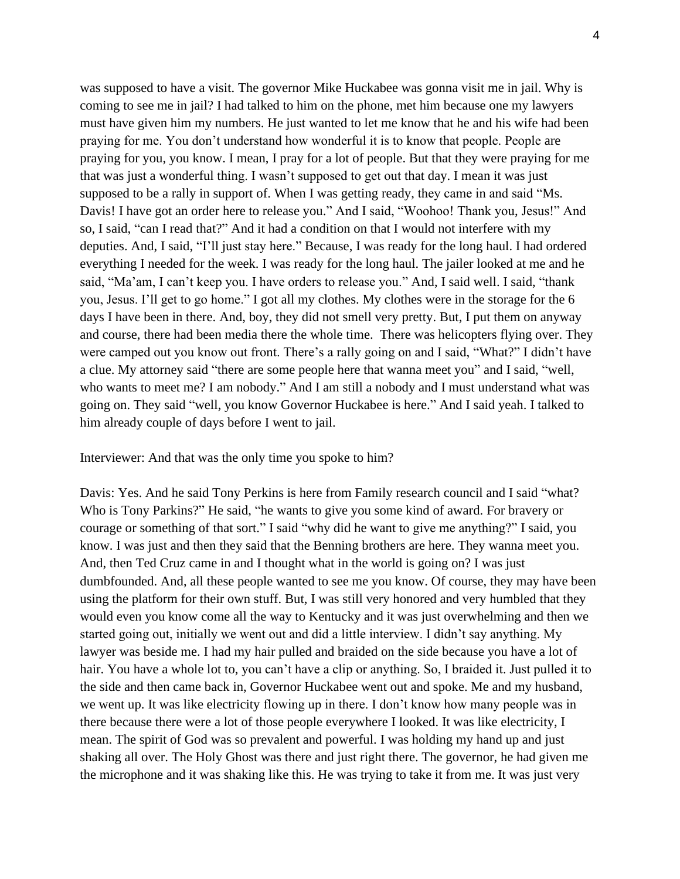was supposed to have a visit. The governor Mike Huckabee was gonna visit me in jail. Why is coming to see me in jail? I had talked to him on the phone, met him because one my lawyers must have given him my numbers. He just wanted to let me know that he and his wife had been praying for me. You don't understand how wonderful it is to know that people. People are praying for you, you know. I mean, I pray for a lot of people. But that they were praying for me that was just a wonderful thing. I wasn't supposed to get out that day. I mean it was just supposed to be a rally in support of. When I was getting ready, they came in and said "Ms. Davis! I have got an order here to release you." And I said, "Woohoo! Thank you, Jesus!" And so, I said, "can I read that?" And it had a condition on that I would not interfere with my deputies. And, I said, "I'll just stay here." Because, I was ready for the long haul. I had ordered everything I needed for the week. I was ready for the long haul. The jailer looked at me and he said, "Ma'am, I can't keep you. I have orders to release you." And, I said well. I said, "thank you, Jesus. I'll get to go home." I got all my clothes. My clothes were in the storage for the 6 days I have been in there. And, boy, they did not smell very pretty. But, I put them on anyway and course, there had been media there the whole time. There was helicopters flying over. They were camped out you know out front. There's a rally going on and I said, "What?" I didn't have a clue. My attorney said "there are some people here that wanna meet you" and I said, "well, who wants to meet me? I am nobody." And I am still a nobody and I must understand what was going on. They said "well, you know Governor Huckabee is here." And I said yeah. I talked to him already couple of days before I went to jail.

Interviewer: And that was the only time you spoke to him?

Davis: Yes. And he said Tony Perkins is here from Family research council and I said "what? Who is Tony Parkins?" He said, "he wants to give you some kind of award. For bravery or courage or something of that sort." I said "why did he want to give me anything?" I said, you know. I was just and then they said that the Benning brothers are here. They wanna meet you. And, then Ted Cruz came in and I thought what in the world is going on? I was just dumbfounded. And, all these people wanted to see me you know. Of course, they may have been using the platform for their own stuff. But, I was still very honored and very humbled that they would even you know come all the way to Kentucky and it was just overwhelming and then we started going out, initially we went out and did a little interview. I didn't say anything. My lawyer was beside me. I had my hair pulled and braided on the side because you have a lot of hair. You have a whole lot to, you can't have a clip or anything. So, I braided it. Just pulled it to the side and then came back in, Governor Huckabee went out and spoke. Me and my husband, we went up. It was like electricity flowing up in there. I don't know how many people was in there because there were a lot of those people everywhere I looked. It was like electricity, I mean. The spirit of God was so prevalent and powerful. I was holding my hand up and just shaking all over. The Holy Ghost was there and just right there. The governor, he had given me the microphone and it was shaking like this. He was trying to take it from me. It was just very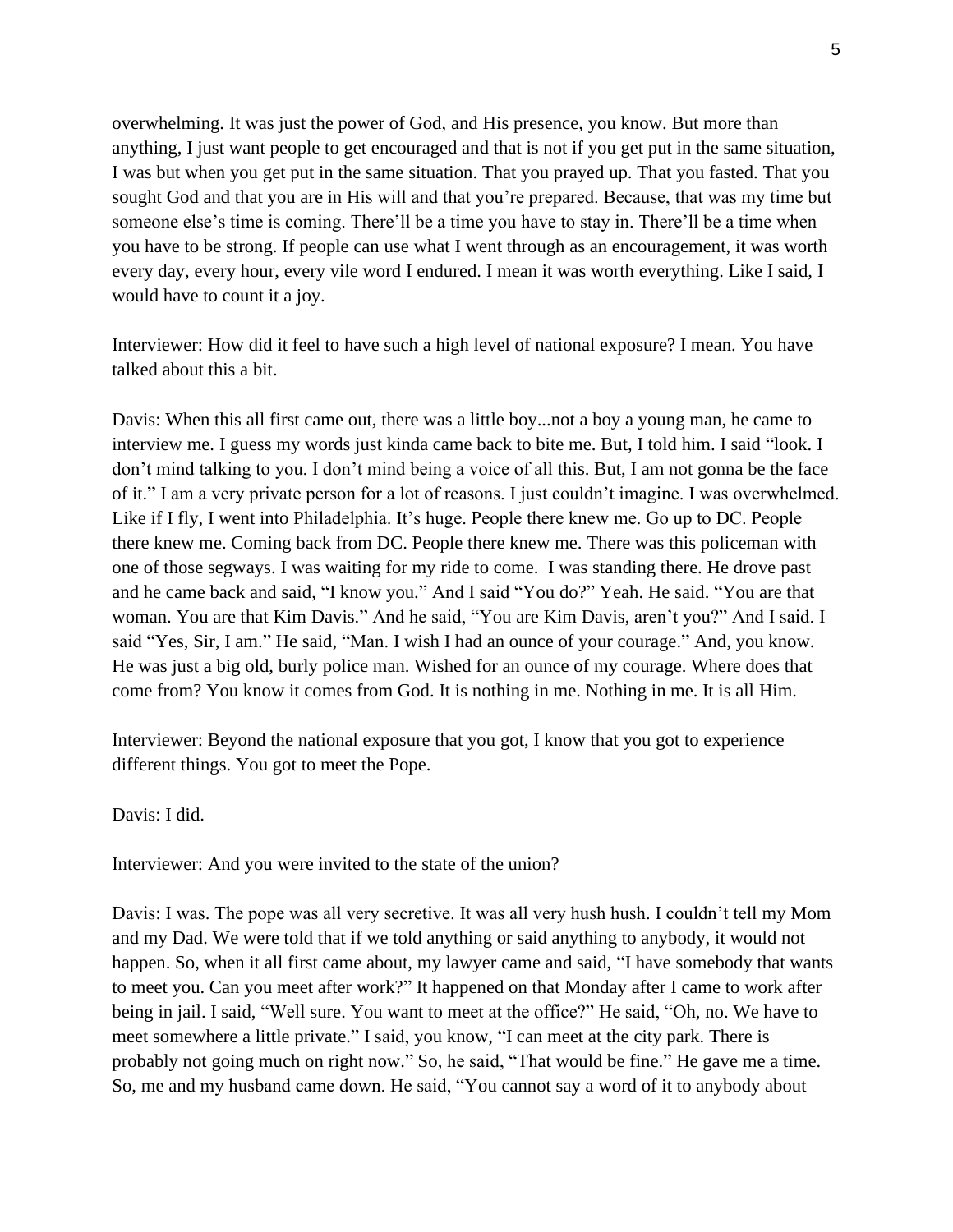overwhelming. It was just the power of God, and His presence, you know. But more than anything, I just want people to get encouraged and that is not if you get put in the same situation, I was but when you get put in the same situation. That you prayed up. That you fasted. That you sought God and that you are in His will and that you're prepared. Because, that was my time but someone else's time is coming. There'll be a time you have to stay in. There'll be a time when you have to be strong. If people can use what I went through as an encouragement, it was worth every day, every hour, every vile word I endured. I mean it was worth everything. Like I said, I would have to count it a joy.

Interviewer: How did it feel to have such a high level of national exposure? I mean. You have talked about this a bit.

Davis: When this all first came out, there was a little boy...not a boy a young man, he came to interview me. I guess my words just kinda came back to bite me. But, I told him. I said "look. I don't mind talking to you. I don't mind being a voice of all this. But, I am not gonna be the face of it." I am a very private person for a lot of reasons. I just couldn't imagine. I was overwhelmed. Like if I fly, I went into Philadelphia. It's huge. People there knew me. Go up to DC. People there knew me. Coming back from DC. People there knew me. There was this policeman with one of those segways. I was waiting for my ride to come. I was standing there. He drove past and he came back and said, "I know you." And I said "You do?" Yeah. He said. "You are that woman. You are that Kim Davis." And he said, "You are Kim Davis, aren't you?" And I said. I said "Yes, Sir, I am." He said, "Man. I wish I had an ounce of your courage." And, you know. He was just a big old, burly police man. Wished for an ounce of my courage. Where does that come from? You know it comes from God. It is nothing in me. Nothing in me. It is all Him.

Interviewer: Beyond the national exposure that you got, I know that you got to experience different things. You got to meet the Pope.

Davis: I did.

Interviewer: And you were invited to the state of the union?

Davis: I was. The pope was all very secretive. It was all very hush hush. I couldn't tell my Mom and my Dad. We were told that if we told anything or said anything to anybody, it would not happen. So, when it all first came about, my lawyer came and said, "I have somebody that wants to meet you. Can you meet after work?" It happened on that Monday after I came to work after being in jail. I said, "Well sure. You want to meet at the office?" He said, "Oh, no. We have to meet somewhere a little private." I said, you know, "I can meet at the city park. There is probably not going much on right now." So, he said, "That would be fine." He gave me a time. So, me and my husband came down. He said, "You cannot say a word of it to anybody about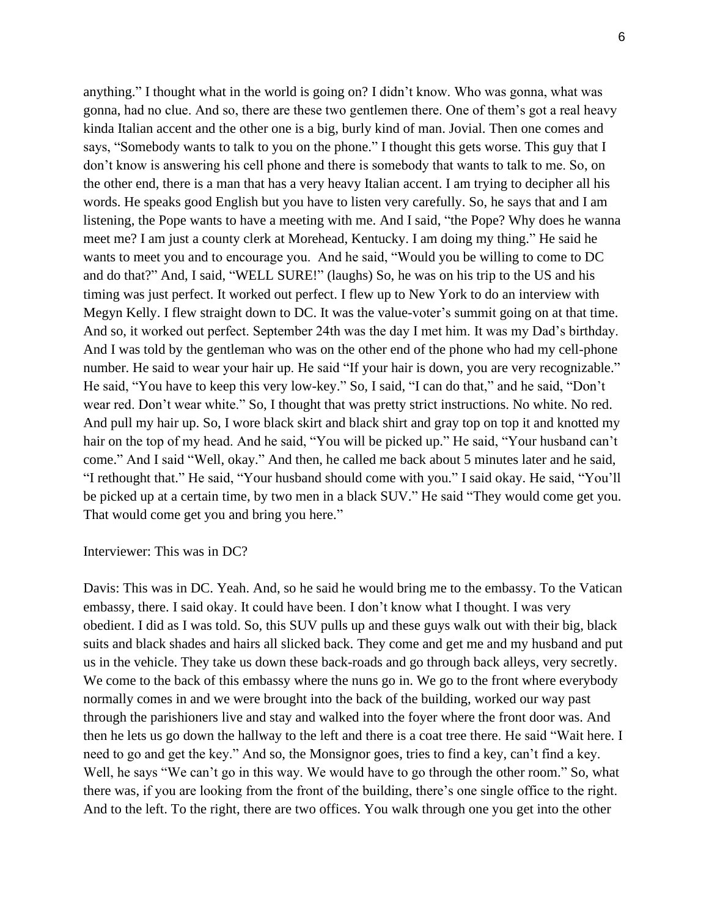anything." I thought what in the world is going on? I didn't know. Who was gonna, what was gonna, had no clue. And so, there are these two gentlemen there. One of them's got a real heavy kinda Italian accent and the other one is a big, burly kind of man. Jovial. Then one comes and says, "Somebody wants to talk to you on the phone." I thought this gets worse. This guy that I don't know is answering his cell phone and there is somebody that wants to talk to me. So, on the other end, there is a man that has a very heavy Italian accent. I am trying to decipher all his words. He speaks good English but you have to listen very carefully. So, he says that and I am listening, the Pope wants to have a meeting with me. And I said, "the Pope? Why does he wanna meet me? I am just a county clerk at Morehead, Kentucky. I am doing my thing." He said he wants to meet you and to encourage you. And he said, "Would you be willing to come to DC and do that?" And, I said, "WELL SURE!" (laughs) So, he was on his trip to the US and his timing was just perfect. It worked out perfect. I flew up to New York to do an interview with Megyn Kelly. I flew straight down to DC. It was the value-voter's summit going on at that time. And so, it worked out perfect. September 24th was the day I met him. It was my Dad's birthday. And I was told by the gentleman who was on the other end of the phone who had my cell-phone number. He said to wear your hair up. He said "If your hair is down, you are very recognizable." He said, "You have to keep this very low-key." So, I said, "I can do that," and he said, "Don't wear red. Don't wear white." So, I thought that was pretty strict instructions. No white. No red. And pull my hair up. So, I wore black skirt and black shirt and gray top on top it and knotted my hair on the top of my head. And he said, "You will be picked up." He said, "Your husband can't come." And I said "Well, okay." And then, he called me back about 5 minutes later and he said, "I rethought that." He said, "Your husband should come with you." I said okay. He said, "You'll be picked up at a certain time, by two men in a black SUV." He said "They would come get you. That would come get you and bring you here."

Interviewer: This was in DC?

Davis: This was in DC. Yeah. And, so he said he would bring me to the embassy. To the Vatican embassy, there. I said okay. It could have been. I don't know what I thought. I was very obedient. I did as I was told. So, this SUV pulls up and these guys walk out with their big, black suits and black shades and hairs all slicked back. They come and get me and my husband and put us in the vehicle. They take us down these back-roads and go through back alleys, very secretly. We come to the back of this embassy where the nuns go in. We go to the front where everybody normally comes in and we were brought into the back of the building, worked our way past through the parishioners live and stay and walked into the foyer where the front door was. And then he lets us go down the hallway to the left and there is a coat tree there. He said "Wait here. I need to go and get the key." And so, the Monsignor goes, tries to find a key, can't find a key. Well, he says "We can't go in this way. We would have to go through the other room." So, what there was, if you are looking from the front of the building, there's one single office to the right. And to the left. To the right, there are two offices. You walk through one you get into the other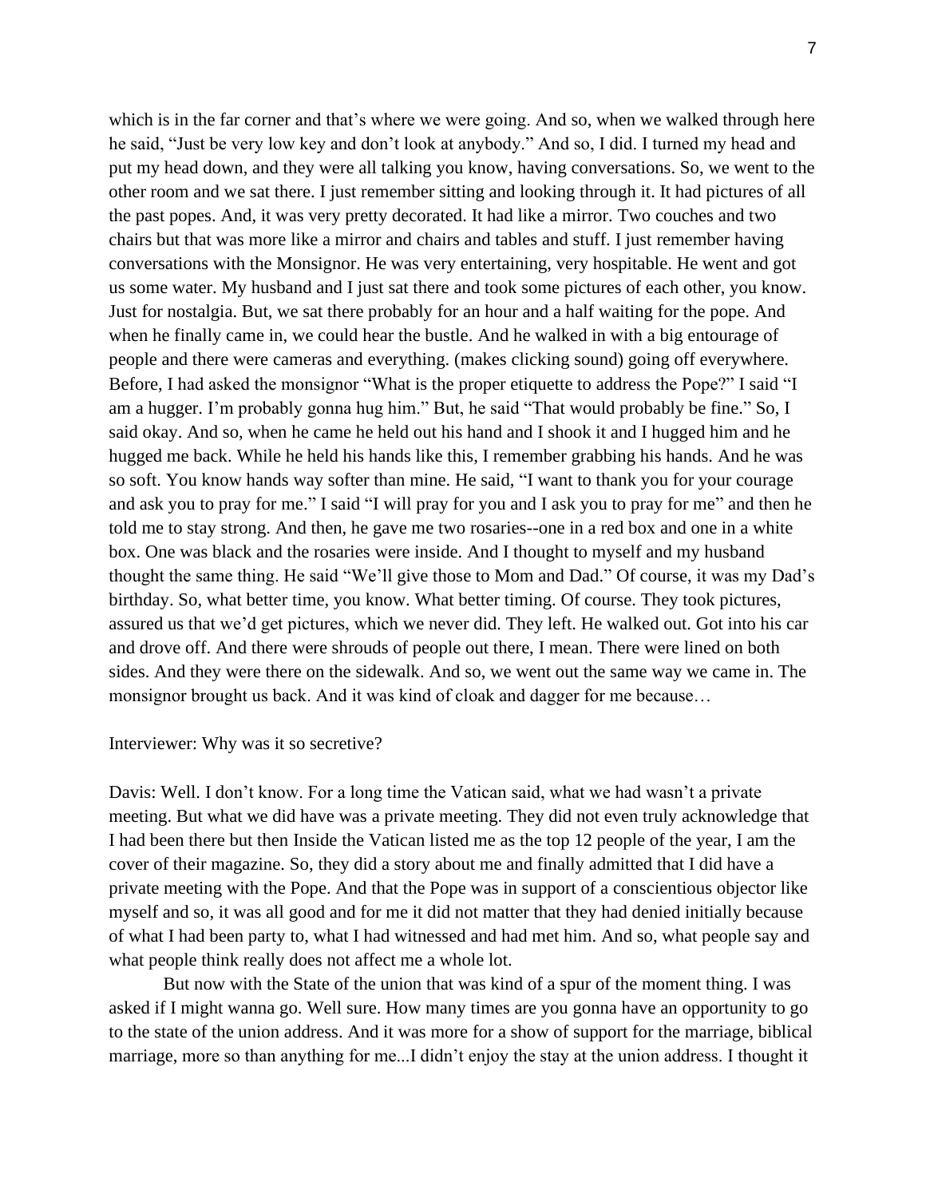which is in the far corner and that's where we were going. And so, when we walked through here he said, "Just be very low key and don't look at anybody." And so, I did. I turned my head and put my head down, and they were all talking you know, having conversations. So, we went to the other room and we sat there. I just remember sitting and looking through it. It had pictures of all the past popes. And, it was very pretty decorated. It had like a mirror. Two couches and two chairs but that was more like a mirror and chairs and tables and stuff. I just remember having conversations with the Monsignor. He was very entertaining, very hospitable. He went and got us some water. My husband and I just sat there and took some pictures of each other, you know. Just for nostalgia. But, we sat there probably for an hour and a half waiting for the pope. And when he finally came in, we could hear the bustle. And he walked in with a big entourage of people and there were cameras and everything. (makes clicking sound) going off everywhere. Before, I had asked the monsignor "What is the proper etiquette to address the Pope?" I said "I am a hugger. I'm probably gonna hug him." But, he said "That would probably be fine." So, I said okay. And so, when he came he held out his hand and I shook it and I hugged him and he hugged me back. While he held his hands like this, I remember grabbing his hands. And he was so soft. You know hands way softer than mine. He said, "I want to thank you for your courage and ask you to pray for me." I said "I will pray for you and I ask you to pray for me" and then he told me to stay strong. And then, he gave me two rosaries--one in a red box and one in a white box. One was black and the rosaries were inside. And I thought to myself and my husband thought the same thing. He said "We'll give those to Mom and Dad." Of course, it was my Dad's birthday. So, what better time, you know. What better timing. Of course. They took pictures, assured us that we'd get pictures, which we never did. They left. He walked out. Got into his car and drove off. And there were shrouds of people out there, I mean. There were lined on both sides. And they were there on the sidewalk. And so, we went out the same way we came in. The monsignor brought us back. And it was kind of cloak and dagger for me because…

Interviewer: Why was it so secretive?

Davis: Well. I don't know. For a long time the Vatican said, what we had wasn't a private meeting. But what we did have was a private meeting. They did not even truly acknowledge that I had been there but then Inside the Vatican listed me as the top 12 people of the year, I am the cover of their magazine. So, they did a story about me and finally admitted that I did have a private meeting with the Pope. And that the Pope was in support of a conscientious objector like myself and so, it was all good and for me it did not matter that they had denied initially because of what I had been party to, what I had witnessed and had met him. And so, what people say and what people think really does not affect me a whole lot.

But now with the State of the union that was kind of a spur of the moment thing. I was asked if I might wanna go. Well sure. How many times are you gonna have an opportunity to go to the state of the union address. And it was more for a show of support for the marriage, biblical marriage, more so than anything for me...I didn't enjoy the stay at the union address. I thought it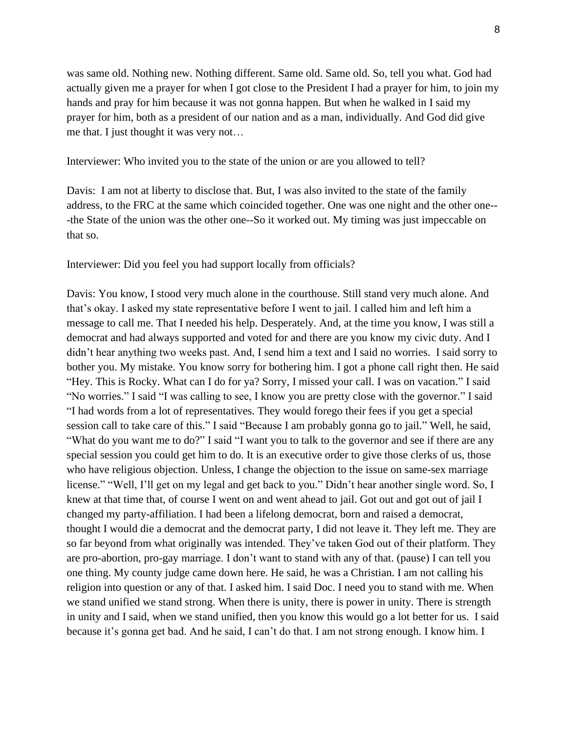was same old. Nothing new. Nothing different. Same old. Same old. So, tell you what. God had actually given me a prayer for when I got close to the President I had a prayer for him, to join my hands and pray for him because it was not gonna happen. But when he walked in I said my prayer for him, both as a president of our nation and as a man, individually. And God did give me that. I just thought it was very not…

Interviewer: Who invited you to the state of the union or are you allowed to tell?

Davis: I am not at liberty to disclose that. But, I was also invited to the state of the family address, to the FRC at the same which coincided together. One was one night and the other one---the State of the union was the other one--So it worked out. My timing was just impeccable on that so.

Interviewer: Did you feel you had support locally from officials?

Davis: You know, I stood very much alone in the courthouse. Still stand very much alone. And that's okay. I asked my state representative before I went to jail. I called him and left him a message to call me. That I needed his help. Desperately. And, at the time you know, I was still a democrat and had always supported and voted for and there are you know my civic duty. And I didn't hear anything two weeks past. And, I send him a text and I said no worries. I said sorry to bother you. My mistake. You know sorry for bothering him. I got a phone call right then. He said "Hey. This is Rocky. What can I do for ya? Sorry, I missed your call. I was on vacation." I said "No worries." I said "I was calling to see, I know you are pretty close with the governor." I said "I had words from a lot of representatives. They would forego their fees if you get a special session call to take care of this." I said "Because I am probably gonna go to jail." Well, he said, "What do you want me to do?" I said "I want you to talk to the governor and see if there are any special session you could get him to do. It is an executive order to give those clerks of us, those who have religious objection. Unless, I change the objection to the issue on same-sex marriage license." "Well, I'll get on my legal and get back to you." Didn't hear another single word. So, I knew at that time that, of course I went on and went ahead to jail. Got out and got out of jail I changed my party-affiliation. I had been a lifelong democrat, born and raised a democrat, thought I would die a democrat and the democrat party, I did not leave it. They left me. They are so far beyond from what originally was intended. They've taken God out of their platform. They are pro-abortion, pro-gay marriage. I don't want to stand with any of that. (pause) I can tell you one thing. My county judge came down here. He said, he was a Christian. I am not calling his religion into question or any of that. I asked him. I said Doc. I need you to stand with me. When we stand unified we stand strong. When there is unity, there is power in unity. There is strength in unity and I said, when we stand unified, then you know this would go a lot better for us. I said because it's gonna get bad. And he said, I can't do that. I am not strong enough. I know him. I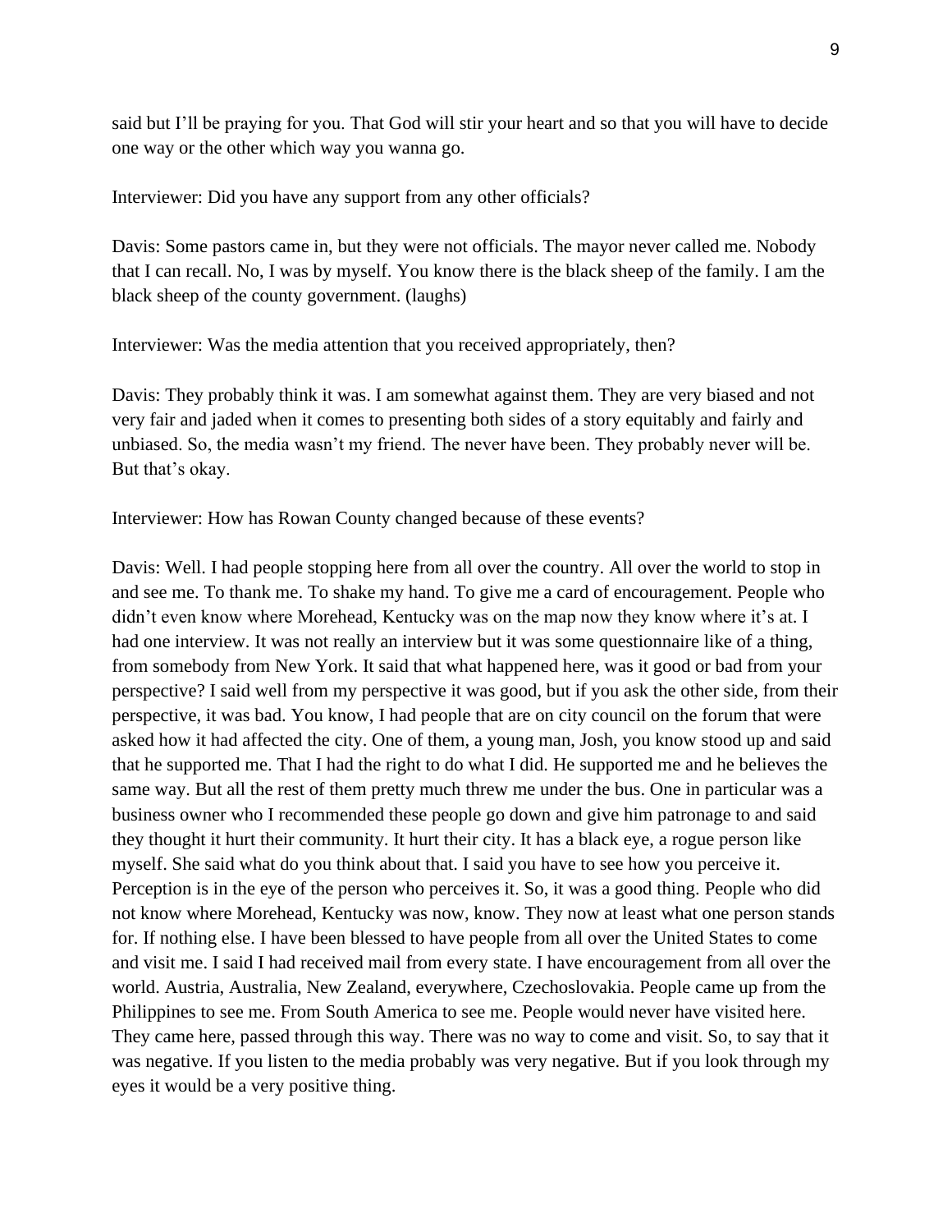said but I'll be praying for you. That God will stir your heart and so that you will have to decide one way or the other which way you wanna go.

Interviewer: Did you have any support from any other officials?

Davis: Some pastors came in, but they were not officials. The mayor never called me. Nobody that I can recall. No, I was by myself. You know there is the black sheep of the family. I am the black sheep of the county government. (laughs)

Interviewer: Was the media attention that you received appropriately, then?

Davis: They probably think it was. I am somewhat against them. They are very biased and not very fair and jaded when it comes to presenting both sides of a story equitably and fairly and unbiased. So, the media wasn't my friend. The never have been. They probably never will be. But that's okay.

Interviewer: How has Rowan County changed because of these events?

Davis: Well. I had people stopping here from all over the country. All over the world to stop in and see me. To thank me. To shake my hand. To give me a card of encouragement. People who didn't even know where Morehead, Kentucky was on the map now they know where it's at. I had one interview. It was not really an interview but it was some questionnaire like of a thing, from somebody from New York. It said that what happened here, was it good or bad from your perspective? I said well from my perspective it was good, but if you ask the other side, from their perspective, it was bad. You know, I had people that are on city council on the forum that were asked how it had affected the city. One of them, a young man, Josh, you know stood up and said that he supported me. That I had the right to do what I did. He supported me and he believes the same way. But all the rest of them pretty much threw me under the bus. One in particular was a business owner who I recommended these people go down and give him patronage to and said they thought it hurt their community. It hurt their city. It has a black eye, a rogue person like myself. She said what do you think about that. I said you have to see how you perceive it. Perception is in the eye of the person who perceives it. So, it was a good thing. People who did not know where Morehead, Kentucky was now, know. They now at least what one person stands for. If nothing else. I have been blessed to have people from all over the United States to come and visit me. I said I had received mail from every state. I have encouragement from all over the world. Austria, Australia, New Zealand, everywhere, Czechoslovakia. People came up from the Philippines to see me. From South America to see me. People would never have visited here. They came here, passed through this way. There was no way to come and visit. So, to say that it was negative. If you listen to the media probably was very negative. But if you look through my eyes it would be a very positive thing.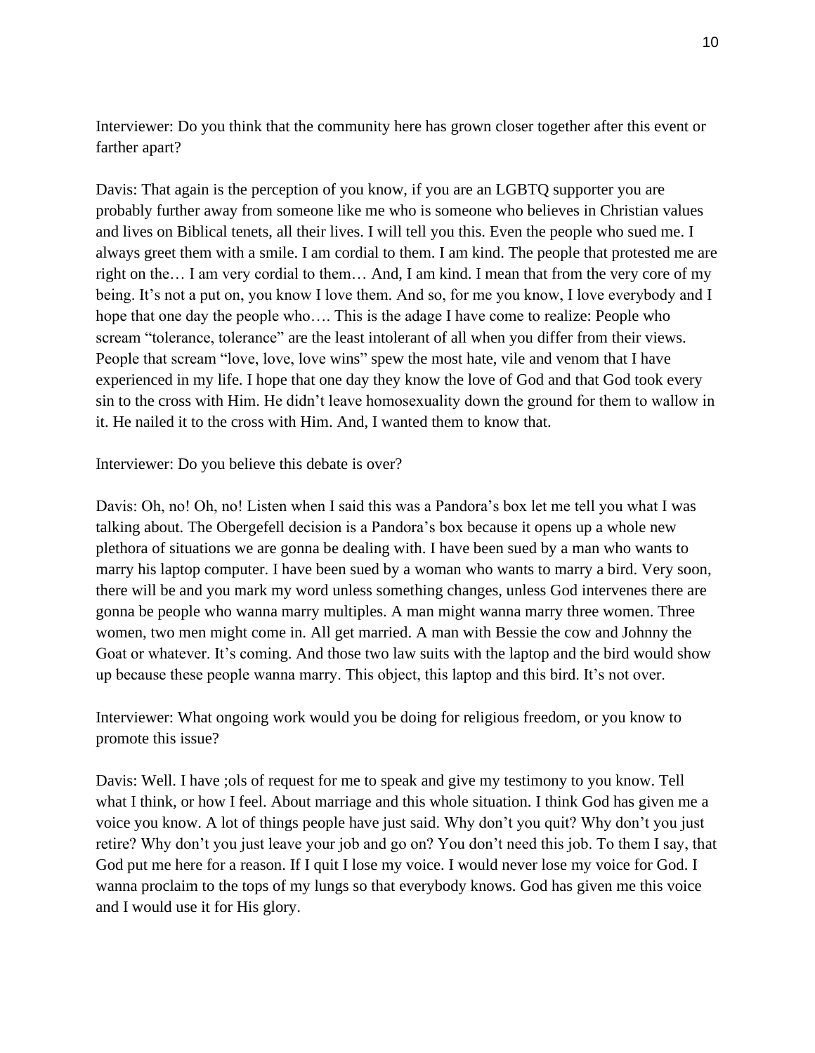Interviewer: Do you think that the community here has grown closer together after this event or farther apart?

Davis: That again is the perception of you know, if you are an LGBTQ supporter you are probably further away from someone like me who is someone who believes in Christian values and lives on Biblical tenets, all their lives. I will tell you this. Even the people who sued me. I always greet them with a smile. I am cordial to them. I am kind. The people that protested me are right on the… I am very cordial to them… And, I am kind. I mean that from the very core of my being. It's not a put on, you know I love them. And so, for me you know, I love everybody and I hope that one day the people who…. This is the adage I have come to realize: People who scream "tolerance, tolerance" are the least intolerant of all when you differ from their views. People that scream "love, love, love wins" spew the most hate, vile and venom that I have experienced in my life. I hope that one day they know the love of God and that God took every sin to the cross with Him. He didn't leave homosexuality down the ground for them to wallow in it. He nailed it to the cross with Him. And, I wanted them to know that.

Interviewer: Do you believe this debate is over?

Davis: Oh, no! Oh, no! Listen when I said this was a Pandora's box let me tell you what I was talking about. The Obergefell decision is a Pandora's box because it opens up a whole new plethora of situations we are gonna be dealing with. I have been sued by a man who wants to marry his laptop computer. I have been sued by a woman who wants to marry a bird. Very soon, there will be and you mark my word unless something changes, unless God intervenes there are gonna be people who wanna marry multiples. A man might wanna marry three women. Three women, two men might come in. All get married. A man with Bessie the cow and Johnny the Goat or whatever. It's coming. And those two law suits with the laptop and the bird would show up because these people wanna marry. This object, this laptop and this bird. It's not over.

Interviewer: What ongoing work would you be doing for religious freedom, or you know to promote this issue?

Davis: Well. I have ;ols of request for me to speak and give my testimony to you know. Tell what I think, or how I feel. About marriage and this whole situation. I think God has given me a voice you know. A lot of things people have just said. Why don't you quit? Why don't you just retire? Why don't you just leave your job and go on? You don't need this job. To them I say, that God put me here for a reason. If I quit I lose my voice. I would never lose my voice for God. I wanna proclaim to the tops of my lungs so that everybody knows. God has given me this voice and I would use it for His glory.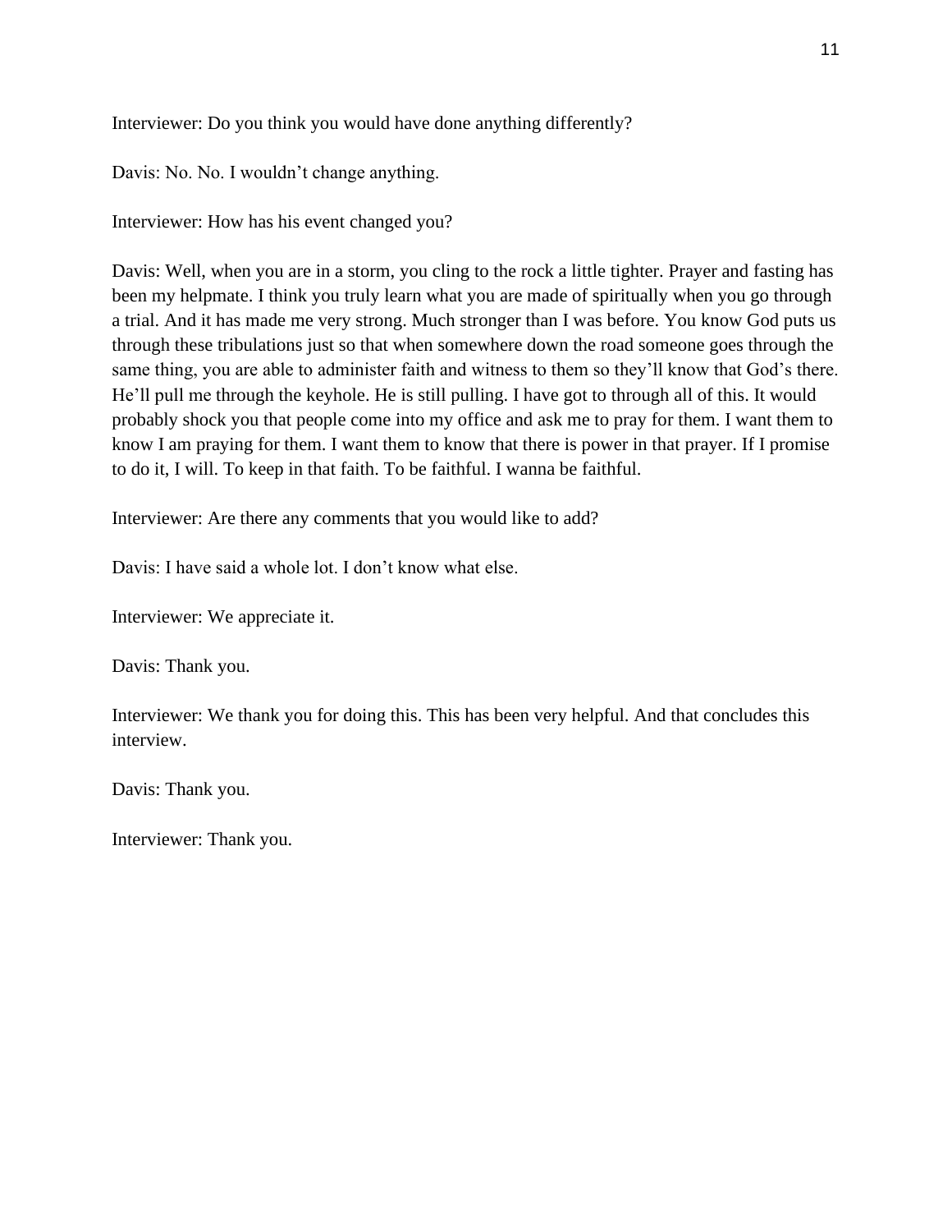Interviewer: Do you think you would have done anything differently?

Davis: No. No. I wouldn't change anything.

Interviewer: How has his event changed you?

Davis: Well, when you are in a storm, you cling to the rock a little tighter. Prayer and fasting has been my helpmate. I think you truly learn what you are made of spiritually when you go through a trial. And it has made me very strong. Much stronger than I was before. You know God puts us through these tribulations just so that when somewhere down the road someone goes through the same thing, you are able to administer faith and witness to them so they'll know that God's there. He'll pull me through the keyhole. He is still pulling. I have got to through all of this. It would probably shock you that people come into my office and ask me to pray for them. I want them to know I am praying for them. I want them to know that there is power in that prayer. If I promise to do it, I will. To keep in that faith. To be faithful. I wanna be faithful.

Interviewer: Are there any comments that you would like to add?

Davis: I have said a whole lot. I don't know what else.

Interviewer: We appreciate it.

Davis: Thank you.

Interviewer: We thank you for doing this. This has been very helpful. And that concludes this interview.

Davis: Thank you.

Interviewer: Thank you.